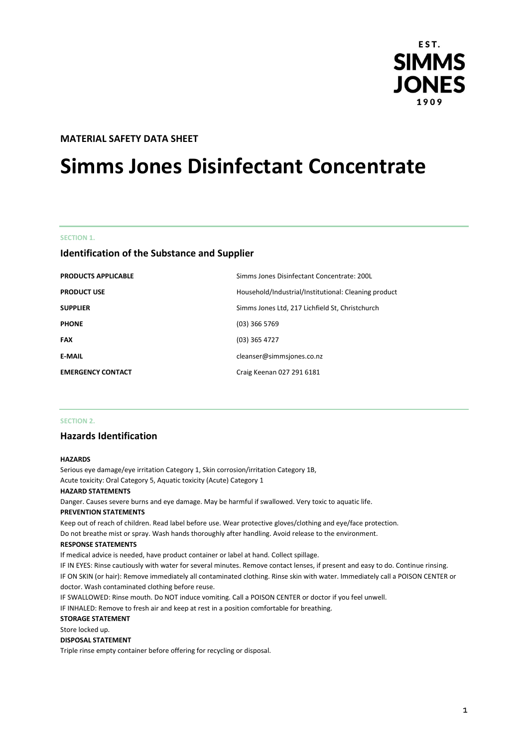EST. SIMMS JONES 1909

**MATERIAL SAFETY DATA SHEET**

# Simms Jones Disinfectant Concentrate

SECTION 1.

## Identification of the Substance and Supplier

| | |
|---|---|
| **PRODUCTS APPLICABLE** | Simms Jones Disinfectant Concentrate: 200L |
| **PRODUCT USE** | Household/Industrial/Institutional: Cleaning product |
| **SUPPLIER** | Simms Jones Ltd, 217 Lichfield St, Christchurch |
| **PHONE** | (03) 366 5769 |
| **FAX** | (03) 365 4727 |
| **E-MAIL** | cleanser@simmsjones.co.nz |
| **EMERGENCY CONTACT** | Craig Keenan 027 291 6181 |

SECTION 2.

## Hazards Identification

**HAZARDS**

Serious eye damage/eye irritation Category 1, Skin corrosion/irritation Category 1B,
Acute toxicity: Oral Category 5, Aquatic toxicity (Acute) Category 1

**HAZARD STATEMENTS**

Danger. Causes severe burns and eye damage. May be harmful if swallowed. Very toxic to aquatic life.

**PREVENTION STATEMENTS**

Keep out of reach of children. Read label before use. Wear protective gloves/clothing and eye/face protection.
Do not breathe mist or spray. Wash hands thoroughly after handling. Avoid release to the environment.

**RESPONSE STATEMENTS**

If medical advice is needed, have product container or label at hand. Collect spillage.
IF IN EYES: Rinse cautiously with water for several minutes. Remove contact lenses, if present and easy to do. Continue rinsing.
IF ON SKIN (or hair): Remove immediately all contaminated clothing. Rinse skin with water. Immediately call a POISON CENTER or doctor. Wash contaminated clothing before reuse.
IF SWALLOWED: Rinse mouth. Do NOT induce vomiting. Call a POISON CENTER or doctor if you feel unwell.
IF INHALED: Remove to fresh air and keep at rest in a position comfortable for breathing.

**STORAGE STATEMENT**

Store locked up.

**DISPOSAL STATEMENT**

Triple rinse empty container before offering for recycling or disposal.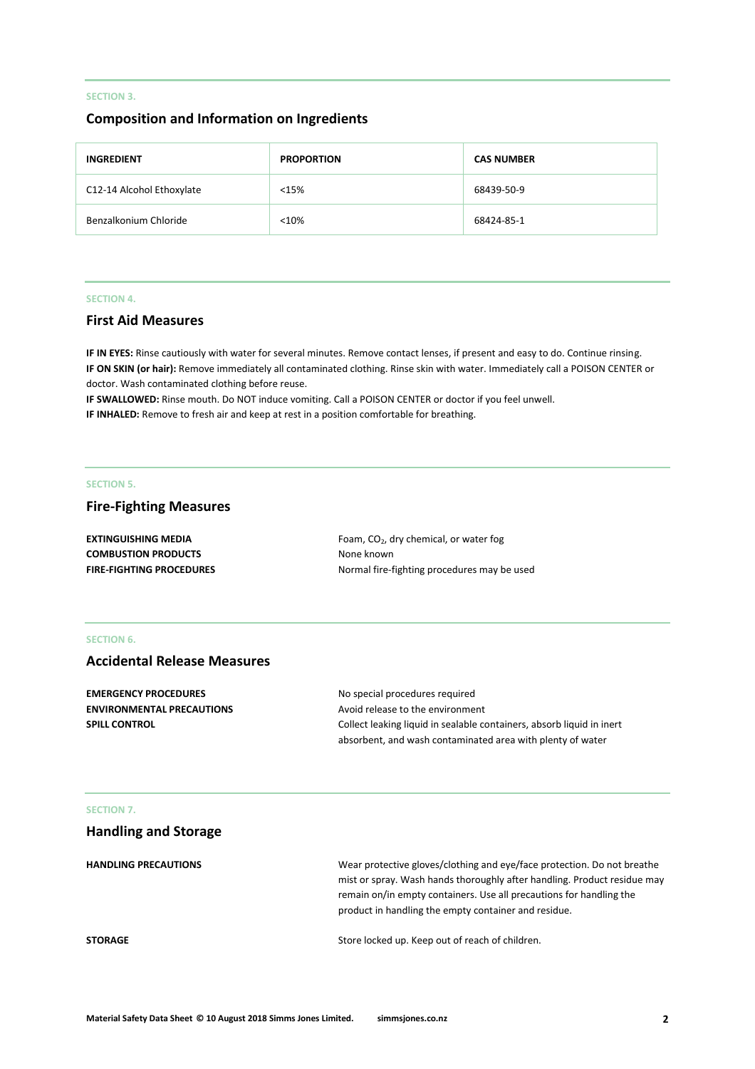SECTION 3.

## Composition and Information on Ingredients

| INGREDIENT | PROPORTION | CAS NUMBER |
|---|---|---|
| C12-14 Alcohol Ethoxylate | <15% | 68439-50-9 |
| Benzalkonium Chloride | <10% | 68424-85-1 |

SECTION 4.

## First Aid Measures

**IF IN EYES:** Rinse cautiously with water for several minutes. Remove contact lenses, if present and easy to do. Continue rinsing.
**IF ON SKIN (or hair):** Remove immediately all contaminated clothing. Rinse skin with water. Immediately call a POISON CENTER or doctor. Wash contaminated clothing before reuse.
**IF SWALLOWED:** Rinse mouth. Do NOT induce vomiting. Call a POISON CENTER or doctor if you feel unwell.
**IF INHALED:** Remove to fresh air and keep at rest in a position comfortable for breathing.

SECTION 5.

## Fire-Fighting Measures

**EXTINGUISHING MEDIA** Foam, $CO_2$, dry chemical, or water fog
**COMBUSTION PRODUCTS** None known
**FIRE-FIGHTING PROCEDURES** Normal fire-fighting procedures may be used

SECTION 6.

## Accidental Release Measures

**EMERGENCY PROCEDURES** No special procedures required
**ENVIRONMENTAL PRECAUTIONS** Avoid release to the environment
**SPILL CONTROL** Collect leaking liquid in sealable containers, absorb liquid in inert absorbent, and wash contaminated area with plenty of water

SECTION 7.

## Handling and Storage

**HANDLING PRECAUTIONS** Wear protective gloves/clothing and eye/face protection. Do not breathe mist or spray. Wash hands thoroughly after handling. Product residue may remain on/in empty containers. Use all precautions for handling the product in handling the empty container and residue.

**STORAGE** Store locked up. Keep out of reach of children.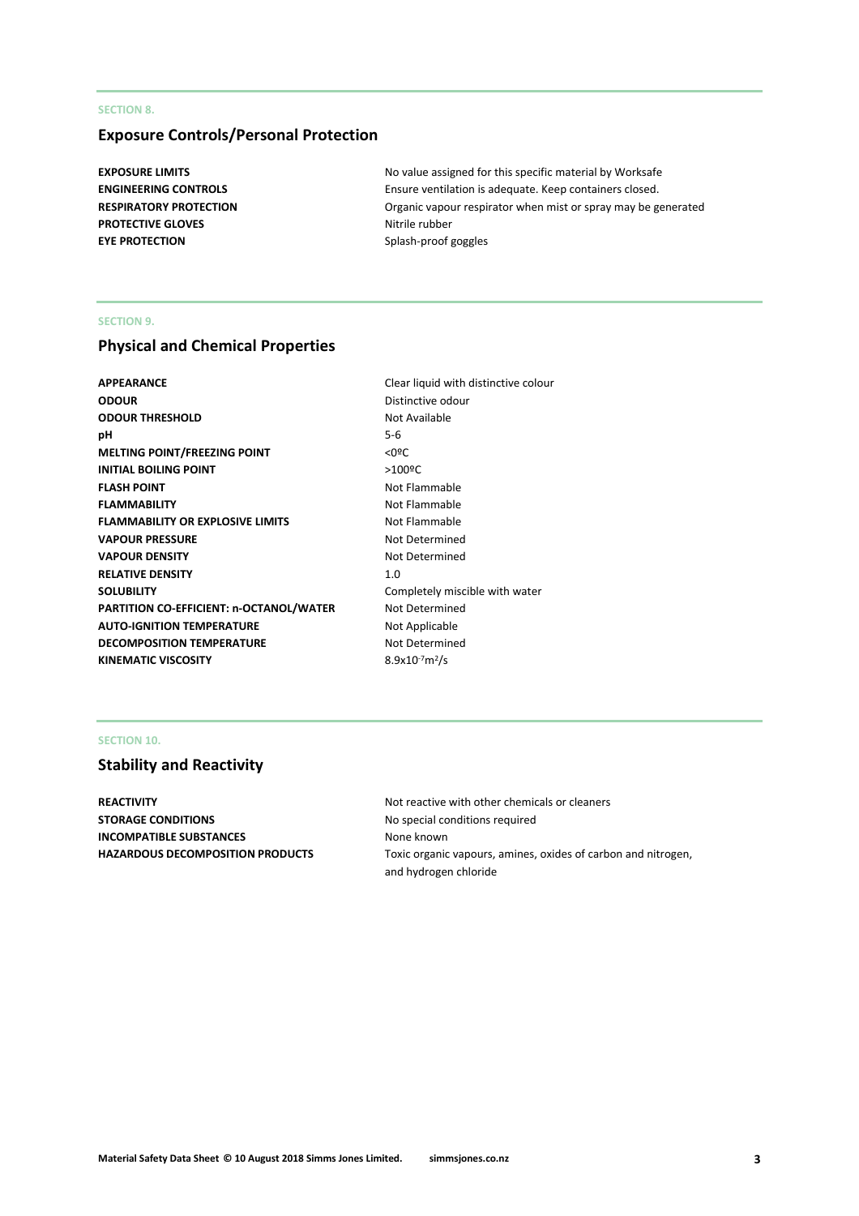SECTION 8.

## Exposure Controls/Personal Protection

| | |
|---|---|
| **EXPOSURE LIMITS** | No value assigned for this specific material by Worksafe |
| **ENGINEERING CONTROLS** | Ensure ventilation is adequate. Keep containers closed. |
| **RESPIRATORY PROTECTION** | Organic vapour respirator when mist or spray may be generated |
| **PROTECTIVE GLOVES** | Nitrile rubber |
| **EYE PROTECTION** | Splash-proof goggles |

SECTION 9.

## Physical and Chemical Properties

| | |
|---|---|
| **APPEARANCE** | Clear liquid with distinctive colour |
| **ODOUR** | Distinctive odour |
| **ODOUR THRESHOLD** | Not Available |
| **pH** | 5-6 |
| **MELTING POINT/FREEZING POINT** | <0ºC |
| **INITIAL BOILING POINT** | >100ºC |
| **FLASH POINT** | Not Flammable |
| **FLAMMABILITY** | Not Flammable |
| **FLAMMABILITY OR EXPLOSIVE LIMITS** | Not Flammable |
| **VAPOUR PRESSURE** | Not Determined |
| **VAPOUR DENSITY** | Not Determined |
| **RELATIVE DENSITY** | 1.0 |
| **SOLUBILITY** | Completely miscible with water |
| **PARTITION CO-EFFICIENT: n-OCTANOL/WATER** | Not Determined |
| **AUTO-IGNITION TEMPERATURE** | Not Applicable |
| **DECOMPOSITION TEMPERATURE** | Not Determined |
| **KINEMATIC VISCOSITY** | $8.9 \times 10^{-7} m^2/s$ |

SECTION 10.

## Stability and Reactivity

| | |
|---|---|
| **REACTIVITY** | Not reactive with other chemicals or cleaners |
| **STORAGE CONDITIONS** | No special conditions required |
| **INCOMPATIBLE SUBSTANCES** | None known |
| **HAZARDOUS DECOMPOSITION PRODUCTS** | Toxic organic vapours, amines, oxides of carbon and nitrogen, and hydrogen chloride |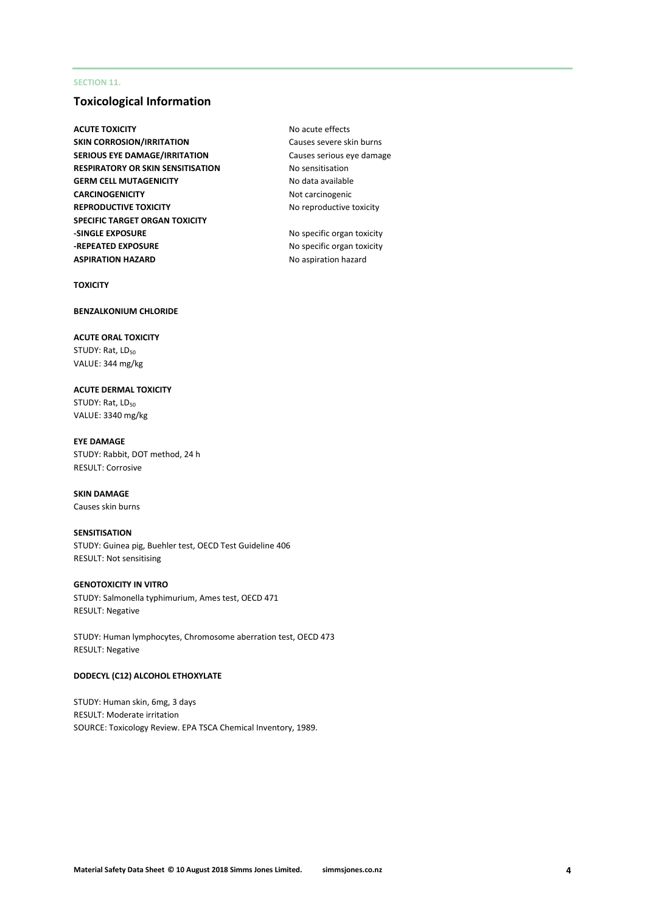SECTION 11.

## Toxicological Information

| | |
|---|---|
| **ACUTE TOXICITY** | No acute effects |
| **SKIN CORROSION/IRRITATION** | Causes severe skin burns |
| **SERIOUS EYE DAMAGE/IRRITATION** | Causes serious eye damage |
| **RESPIRATORY OR SKIN SENSITISATION** | No sensitisation |
| **GERM CELL MUTAGENICITY** | No data available |
| **CARCINOGENICITY** | Not carcinogenic |
| **REPRODUCTIVE TOXICITY** | No reproductive toxicity |
| **SPECIFIC TARGET ORGAN TOXICITY** | |
| **-SINGLE EXPOSURE** | No specific organ toxicity |
| **-REPEATED EXPOSURE** | No specific organ toxicity |
| **ASPIRATION HAZARD** | No aspiration hazard |

**TOXICITY**

**BENZALKONIUM CHLORIDE**

**ACUTE ORAL TOXICITY**
STUDY: Rat, $LD_{50}$
VALUE: 344 mg/kg

**ACUTE DERMAL TOXICITY**
STUDY: Rat, $LD_{50}$
VALUE: 3340 mg/kg

**EYE DAMAGE**
STUDY: Rabbit, DOT method, 24 h
RESULT: Corrosive

**SKIN DAMAGE**
Causes skin burns

**SENSITISATION**
STUDY: Guinea pig, Buehler test, OECD Test Guideline 406
RESULT: Not sensitising

**GENOTOXICITY IN VITRO**
STUDY: Salmonella typhimurium, Ames test, OECD 471
RESULT: Negative

STUDY: Human lymphocytes, Chromosome aberration test, OECD 473
RESULT: Negative

**DODECYL (C12) ALCOHOL ETHOXYLATE**

STUDY: Human skin, 6mg, 3 days
RESULT: Moderate irritation
SOURCE: Toxicology Review. EPA TSCA Chemical Inventory, 1989.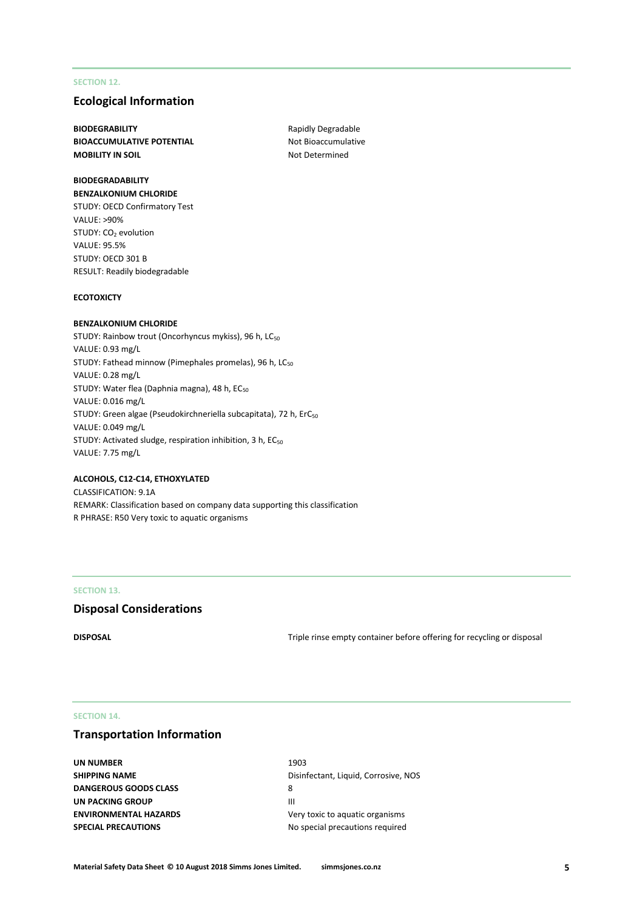SECTION 12.

## Ecological Information

| | |
|---|---|
| **BIODEGRABILITY** | Rapidly Degradable |
| **BIOACCUMULATIVE POTENTIAL** | Not Bioaccumulative |
| **MOBILITY IN SOIL** | Not Determined |

**BIODEGRADABILITY**

**BENZALKONIUM CHLORIDE**

STUDY: OECD Confirmatory Test
VALUE: >90%
STUDY: $CO_2$ evolution
VALUE: 95.5%
STUDY: OECD 301 B
RESULT: Readily biodegradable

**ECOTOXICTY**

**BENZALKONIUM CHLORIDE**

STUDY: Rainbow trout (Oncorhyncus mykiss), 96 h, $LC_{50}$
VALUE: 0.93 mg/L
STUDY: Fathead minnow (Pimephales promelas), 96 h, $LC_{50}$
VALUE: 0.28 mg/L
STUDY: Water flea (Daphnia magna), 48 h, $EC_{50}$
VALUE: 0.016 mg/L
STUDY: Green algae (Pseudokirchneriella subcapitata), 72 h, $ErC_{50}$
VALUE: 0.049 mg/L
STUDY: Activated sludge, respiration inhibition, 3 h, $EC_{50}$
VALUE: 7.75 mg/L

**ALCOHOLS, C12-C14, ETHOXYLATED**

CLASSIFICATION: 9.1A
REMARK: Classification based on company data supporting this classification
R PHRASE: R50 Very toxic to aquatic organisms

SECTION 13.

## Disposal Considerations

| | |
|---|---|
| **DISPOSAL** | Triple rinse empty container before offering for recycling or disposal |

SECTION 14.

## Transportation Information

| | |
|---|---|
| **UN NUMBER** | 1903 |
| **SHIPPING NAME** | Disinfectant, Liquid, Corrosive, NOS |
| **DANGEROUS GOODS CLASS** | 8 |
| **UN PACKING GROUP** | III |
| **ENVIRONMENTAL HAZARDS** | Very toxic to aquatic organisms |
| **SPECIAL PRECAUTIONS** | No special precautions required |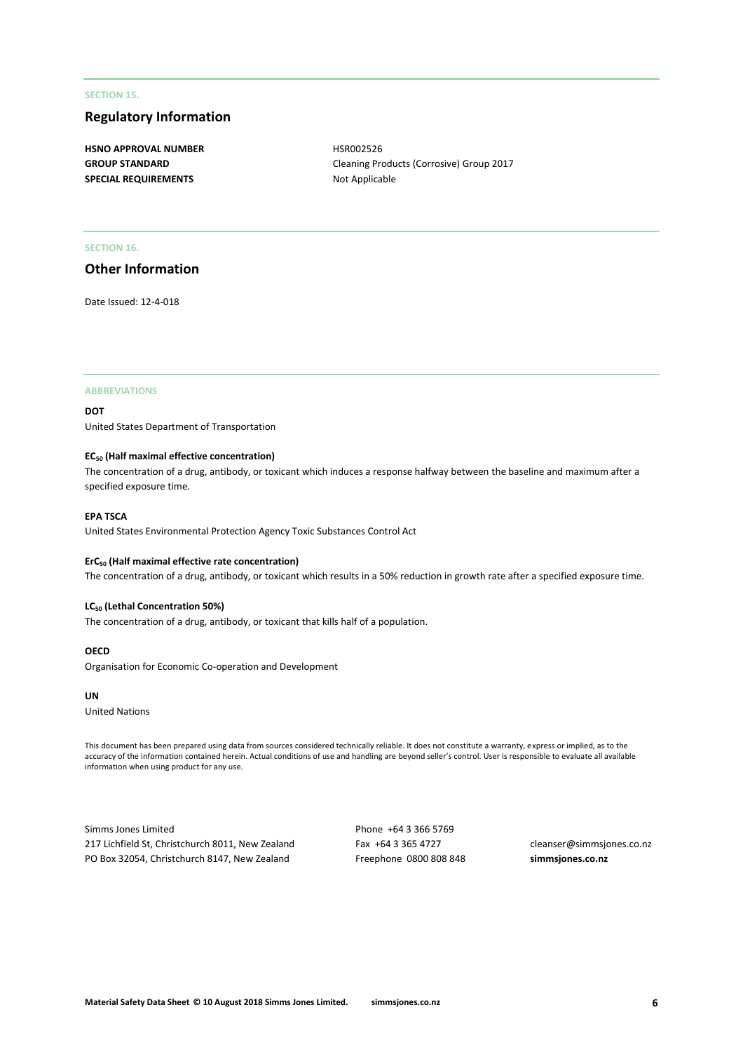SECTION 15.

## Regulatory Information

| | |
|---|---|
| **HSNO APPROVAL NUMBER** | HSR002526 |
| **GROUP STANDARD** | Cleaning Products (Corrosive) Group 2017 |
| **SPECIAL REQUIREMENTS** | Not Applicable |

SECTION 16.

## Other Information

Date Issued: 12-4-018

### ABBREVIATIONS

**DOT**
United States Department of Transportation

**$EC_{50}$ (Half maximal effective concentration)**
The concentration of a drug, antibody, or toxicant which induces a response halfway between the baseline and maximum after a specified exposure time.

**EPA TSCA**
United States Environmental Protection Agency Toxic Substances Control Act

**$ErC_{50}$ (Half maximal effective rate concentration)**
The concentration of a drug, antibody, or toxicant which results in a 50% reduction in growth rate after a specified exposure time.

**$LC_{50}$ (Lethal Concentration 50%)**
The concentration of a drug, antibody, or toxicant that kills half of a population.

**OECD**
Organisation for Economic Co-operation and Development

**UN**
United Nations

This document has been prepared using data from sources considered technically reliable. It does not constitute a warranty, express or implied, as to the accuracy of the information contained herein. Actual conditions of use and handling are beyond seller's control. User is responsible to evaluate all available information when using product for any use.

Simms Jones Limited
217 Lichfield St, Christchurch 8011, New Zealand
PO Box 32054, Christchurch 8147, New Zealand

Phone +64 3 366 5769
Fax +64 3 365 4727
Freephone 0800 808 848

cleanser@simmsjones.co.nz
**simmsjones.co.nz**